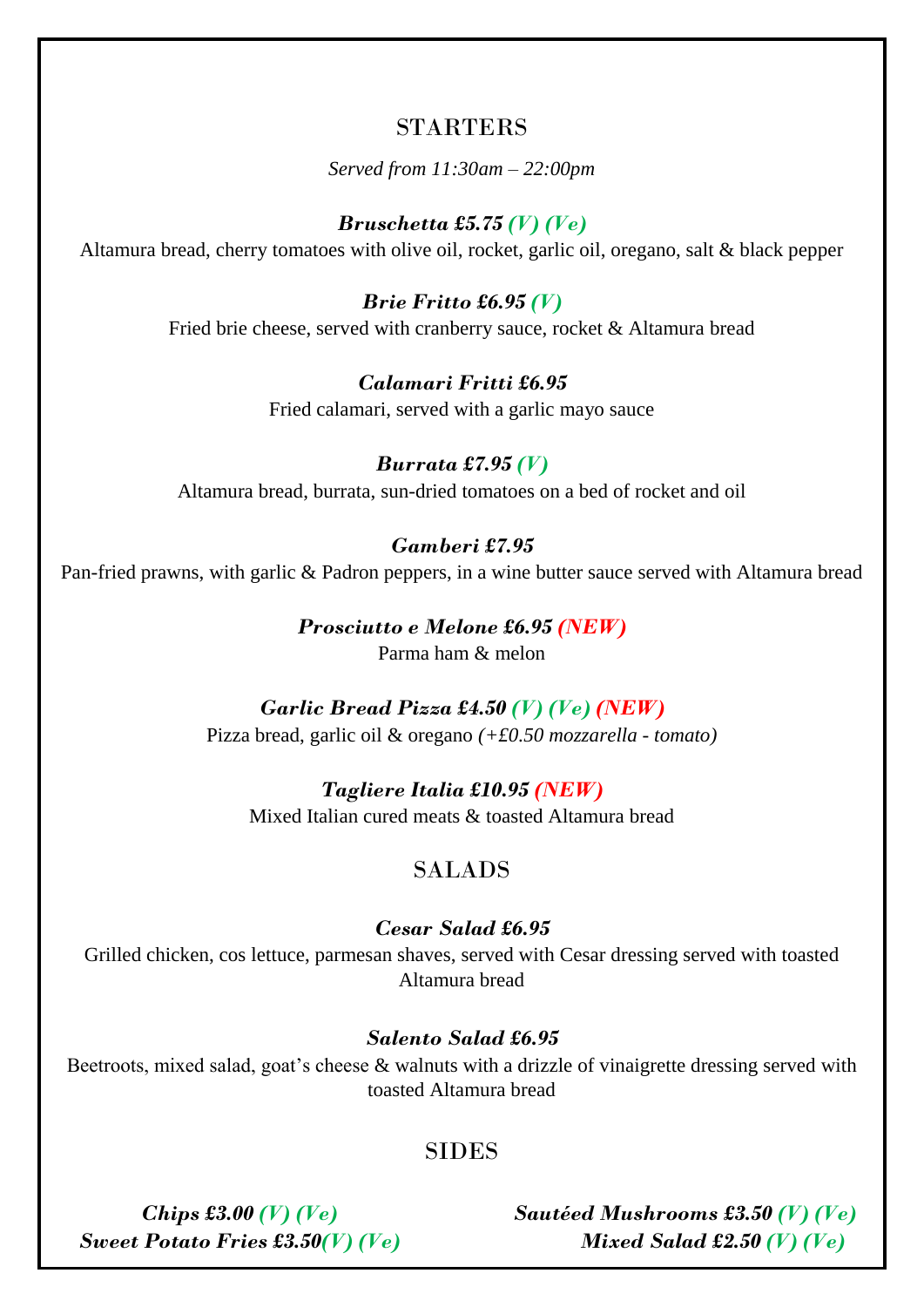## STARTERS

*Served from 11:30am – 22:00pm*

***Bruschetta £5.75*** ***(V) (Ve)***
Altamura bread, cherry tomatoes with olive oil, rocket, garlic oil, oregano, salt & black pepper

***Brie Fritto £6.95*** ***(V)***
Fried brie cheese, served with cranberry sauce, rocket & Altamura bread

***Calamari Fritti £6.95***
Fried calamari, served with a garlic mayo sauce

***Burrata £7.95*** ***(V)***
Altamura bread, burrata, sun-dried tomatoes on a bed of rocket and oil

***Gamberi £7.95***
Pan-fried prawns, with garlic & Padron peppers, in a wine butter sauce served with Altamura bread

***Prosciutto e Melone £6.95*** ***(NEW)***
Parma ham & melon

***Garlic Bread Pizza £4.50*** ***(V) (Ve) (NEW)***
Pizza bread, garlic oil & oregano *(+£0.50 mozzarella - tomato)*

***Tagliere Italia £10.95*** ***(NEW)***
Mixed Italian cured meats & toasted Altamura bread

## SALADS

***Cesar Salad £6.95***
Grilled chicken, cos lettuce, parmesan shaves, served with Cesar dressing served with toasted Altamura bread

***Salento Salad £6.95***
Beetroots, mixed salad, goat's cheese & walnuts with a drizzle of vinaigrette dressing served with toasted Altamura bread

## SIDES

***Chips £3.00*** ***(V) (Ve)***
***Sweet Potato Fries £3.50*** ***(V) (Ve)***
***Sautéed Mushrooms £3.50*** ***(V) (Ve)***
***Mixed Salad £2.50*** ***(V) (Ve)***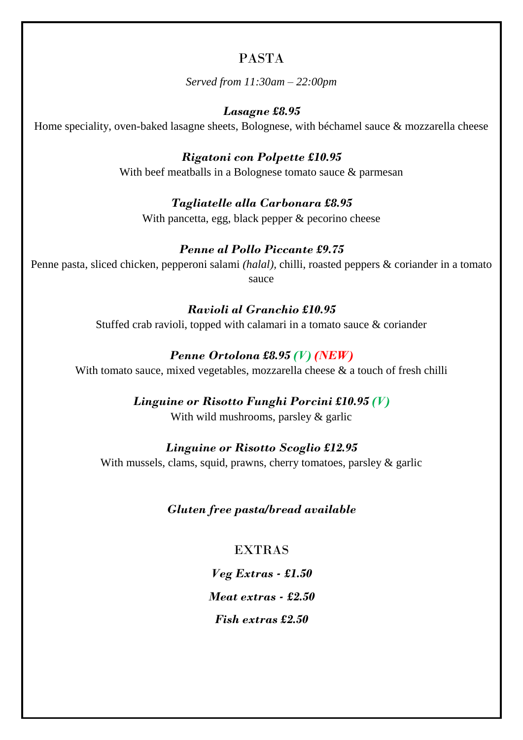# PASTA

*Served from 11:30am – 22:00pm*

***Lasagne £8.95***
Home speciality, oven-baked lasagne sheets, Bolognese, with béchamel sauce & mozzarella cheese

***Rigatoni con Polpette £10.95***
With beef meatballs in a Bolognese tomato sauce & parmesan

***Tagliatelle alla Carbonara £8.95***
With pancetta, egg, black pepper & pecorino cheese

***Penne al Pollo Piccante £9.75***
Penne pasta, sliced chicken, pepperoni salami *(halal)*, chilli, roasted peppers & coriander in a tomato sauce

***Ravioli al Granchio £10.95***
Stuffed crab ravioli, topped with calamari in a tomato sauce & coriander

***Penne Ortolona £8.95*** ***(V)*** ***(NEW)***
With tomato sauce, mixed vegetables, mozzarella cheese & a touch of fresh chilli

***Linguine or Risotto Funghi Porcini £10.95*** ***(V)***
With wild mushrooms, parsley & garlic

***Linguine or Risotto Scoglio £12.95***
With mussels, clams, squid, prawns, cherry tomatoes, parsley & garlic

***Gluten free pasta/bread available***

# EXTRAS

***Veg Extras - £1.50***

***Meat extras - £2.50***

***Fish extras £2.50***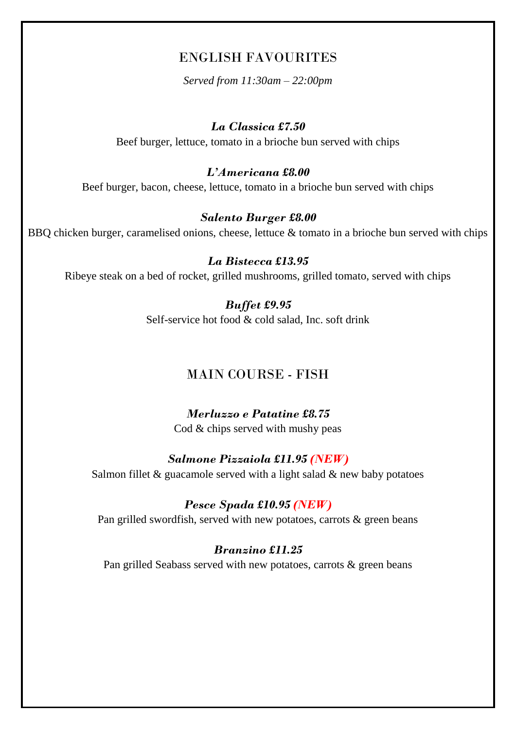## ENGLISH FAVOURITES

*Served from 11:30am – 22:00pm*

***La Classica £7.50***

Beef burger, lettuce, tomato in a brioche bun served with chips

***L'Americana £8.00***

Beef burger, bacon, cheese, lettuce, tomato in a brioche bun served with chips

***Salento Burger £8.00***

BBQ chicken burger, caramelised onions, cheese, lettuce & tomato in a brioche bun served with chips

***La Bistecca £13.95***

Ribeye steak on a bed of rocket, grilled mushrooms, grilled tomato, served with chips

***Buffet £9.95***

Self-service hot food & cold salad, Inc. soft drink

## MAIN COURSE - FISH

***Merluzzo e Patatine £8.75***

Cod & chips served with mushy peas

***Salmone Pizzaiola £11.95*** ***(NEW)***

Salmon fillet & guacamole served with a light salad & new baby potatoes

***Pesce Spada £10.95*** ***(NEW)***

Pan grilled swordfish, served with new potatoes, carrots & green beans

***Branzino £11.25***

Pan grilled Seabass served with new potatoes, carrots & green beans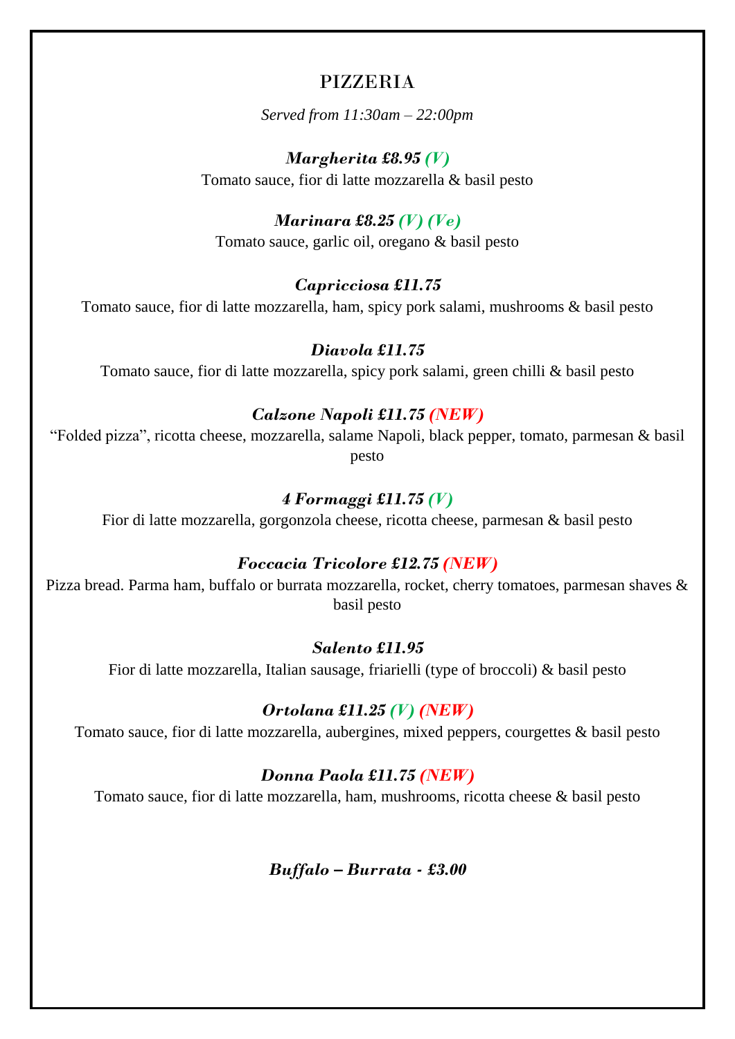# PIZZERIA

*Served from 11:30am – 22:00pm*

***Margherita £8.95*** ***(V)***
Tomato sauce, fior di latte mozzarella & basil pesto

***Marinara £8.25*** ***(V) (Ve)***
Tomato sauce, garlic oil, oregano & basil pesto

***Capricciosa £11.75***
Tomato sauce, fior di latte mozzarella, ham, spicy pork salami, mushrooms & basil pesto

***Diavola £11.75***
Tomato sauce, fior di latte mozzarella, spicy pork salami, green chilli & basil pesto

***Calzone Napoli £11.75*** ***(NEW)***
"Folded pizza", ricotta cheese, mozzarella, salame Napoli, black pepper, tomato, parmesan & basil pesto

***4 Formaggi £11.75*** ***(V)***
Fior di latte mozzarella, gorgonzola cheese, ricotta cheese, parmesan & basil pesto

***Foccacia Tricolore £12.75*** ***(NEW)***
Pizza bread. Parma ham, buffalo or burrata mozzarella, rocket, cherry tomatoes, parmesan shaves & basil pesto

***Salento £11.95***
Fior di latte mozzarella, Italian sausage, friarielli (type of broccoli) & basil pesto

***Ortolana £11.25*** ***(V) (NEW)***
Tomato sauce, fior di latte mozzarella, aubergines, mixed peppers, courgettes & basil pesto

***Donna Paola £11.75*** ***(NEW)***
Tomato sauce, fior di latte mozzarella, ham, mushrooms, ricotta cheese & basil pesto

***Buffalo – Burrata - £3.00***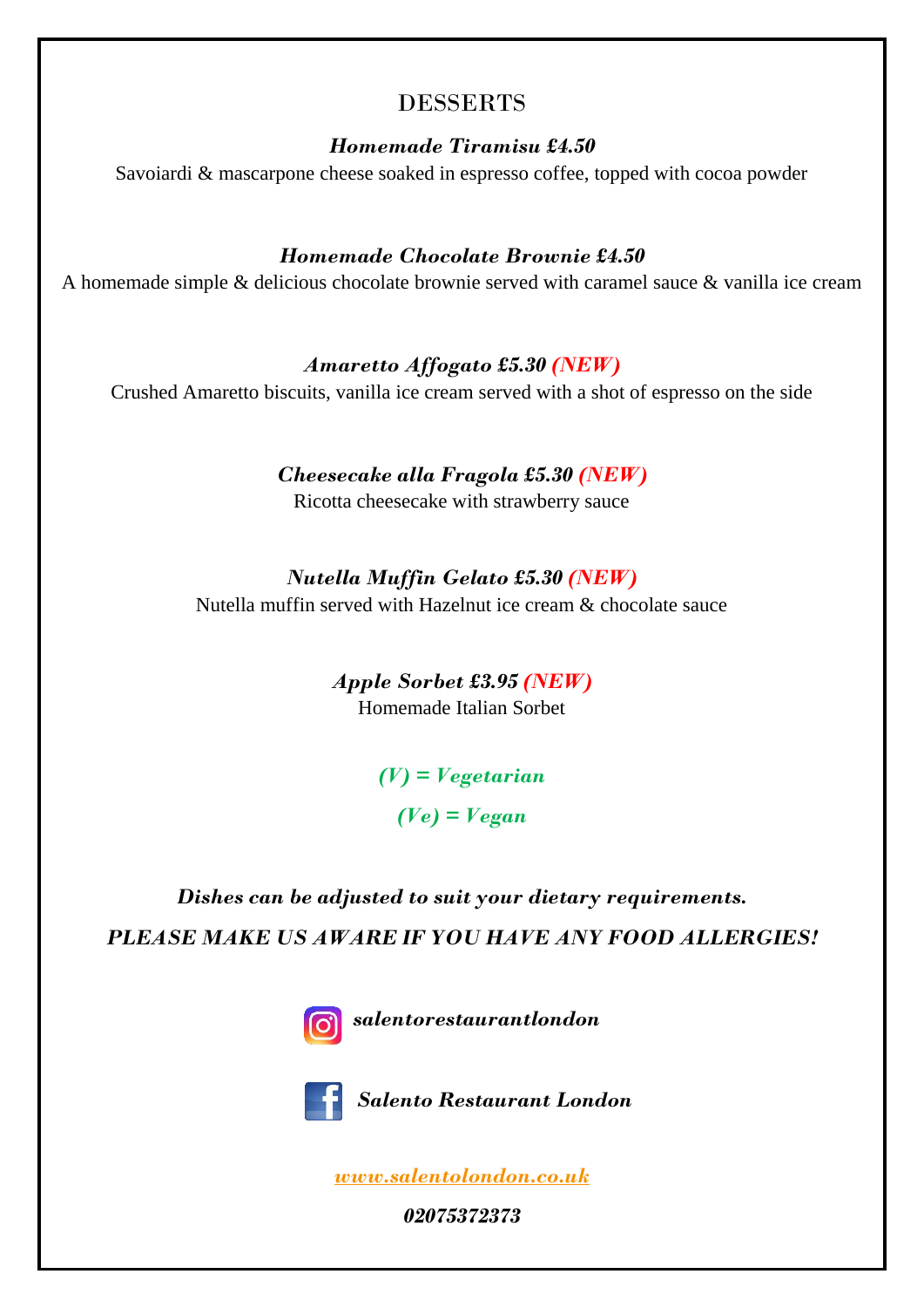# DESSERTS

***Homemade Tiramisu £4.50***

Savoiardi & mascarpone cheese soaked in espresso coffee, topped with cocoa powder

***Homemade Chocolate Brownie £4.50***

A homemade simple & delicious chocolate brownie served with caramel sauce & vanilla ice cream

***Amaretto Affogato £5.30 (NEW)***

Crushed Amaretto biscuits, vanilla ice cream served with a shot of espresso on the side

***Cheesecake alla Fragola £5.30 (NEW)***

Ricotta cheesecake with strawberry sauce

***Nutella Muffin Gelato £5.30 (NEW)***

Nutella muffin served with Hazelnut ice cream & chocolate sauce

***Apple Sorbet £3.95 (NEW)***

Homemade Italian Sorbet

***(V) = Vegetarian***

***(Ve) = Vegan***

***Dishes can be adjusted to suit your dietary requirements.***

***PLEASE MAKE US AWARE IF YOU HAVE ANY FOOD ALLERGIES!***

***salentorestaurantlondon***

***Salento Restaurant London***

***www.salentolondon.co.uk***

***02075372373***